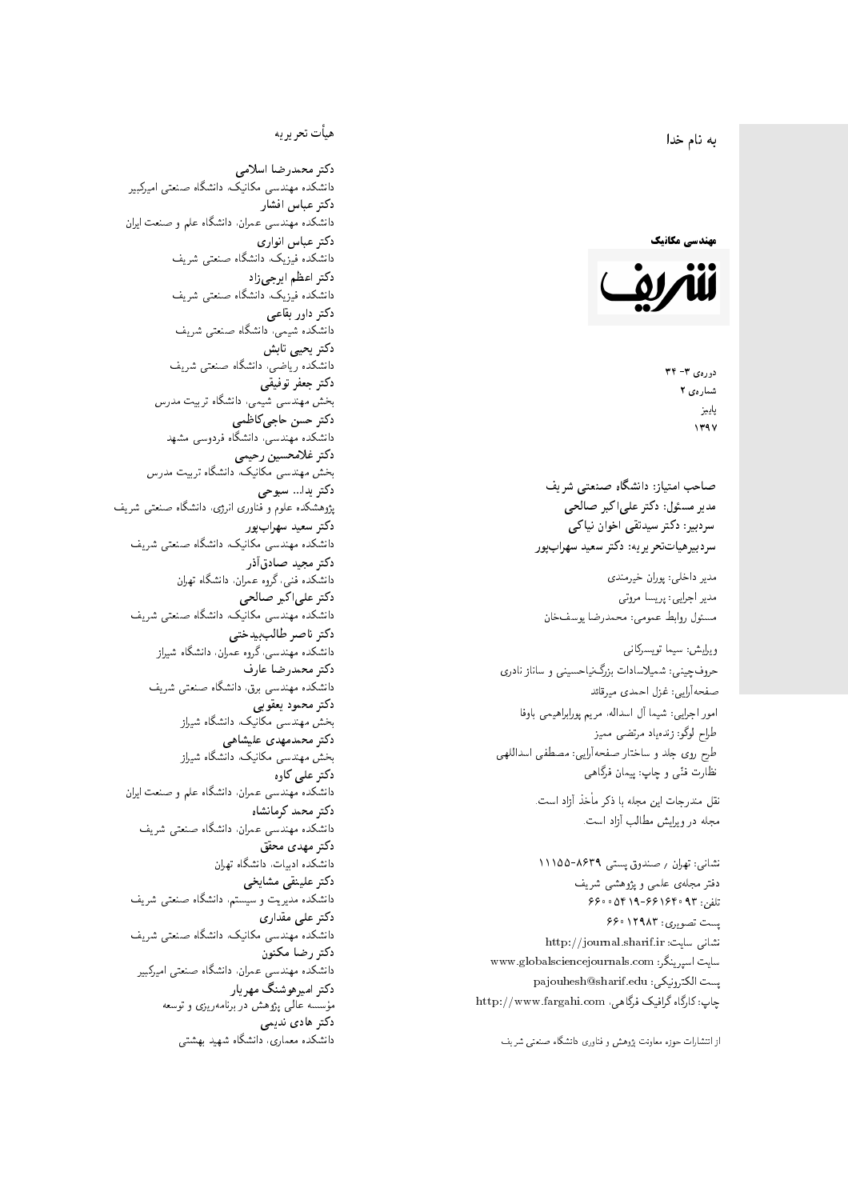به نام خدا

**مهندسی مکانیک**

**شریف**

دوره‌ی ۳- ۳۴
شماره‌ی ۲
پاییز
۱۳۹۷

**صاحب امتیاز: دانشگاه صنعتی شریف**
**مدیر مسئول: دکتر علی‌اکبر صالحی**
**سردبیر: دکتر سیدتقی اخوان نیاکی**
**سردبیرهیات‌تحریریه: دکتر سعید سهراب‌پور**

مدیر داخلی: پوران خیرمندی
مدیر اجرایی: پریسا مروتی
مسئول روابط عمومی: محمدرضا یوسف‌خان

ویرایش: سیما تویسرکانی
حروف‌چینی: شمیلاسادات بزرگ‌نیاحسینی و ساناز نادری
صفحه‌آرایی: غزل احمدی میرقائد
امور اجرایی: شیما آل اسداله، مریم پورابراهیمی باوفا
طراح لوگو: زنده‌یاد مرتضی ممیز
طرح روی جلد و ساختار صفحه‌آرایی: مصطفی اسداللهی
نظارت فنّی و چاپ: پیمان فرگاهی

نقل مندرجات این مجله با ذکر مأخذ آزاد است.
مجله در ویرایش مطالب آزاد است.

نشانی: تهران / صندوق پستی ۸۶۳۹-۱۱۱۵۵
دفتر مجله‌ی علمی و پژوهشی شریف
تلفن: ۹۳ ۶۶۱۶۴۰-۱۹ ۵۴ ۶۶۰۰
پست تصویری: ۱۲۹۸۳ ۶۶۰
نشانی سایت: http://journal.sharif.ir
سایت اسپرینگر: www.globalsciencejournals.com
پست الکترونیکی: pajouhesh@sharif.edu
چاپ: کارگاه گرافیک فرگاهی، http://www.fargahi.com

از انتشارات حوزه معاونت پژوهش و فناوری دانشگاه صنعتی شریف

## هیأت تحریریه

**دکتر محمدرضا اسلامی**
دانشکده مهندسی مکانیک، دانشگاه صنعتی امیرکبیر
**دکتر عباس افشار**
دانشکده مهندسی عمران، دانشگاه علم و صنعت ایران
**دکتر عباس انواری**
دانشکده فیزیک، دانشگاه صنعتی شریف
**دکتر اعظم ایرجی‌زاد**
دانشکده فیزیک، دانشگاه صنعتی شریف
**دکتر داور بقاعی**
دانشکده شیمی، دانشگاه صنعتی شریف
**دکتر یحیی تابش**
دانشکده ریاضی، دانشگاه صنعتی شریف
**دکتر جعفر توفیقی**
بخش مهندسی شیمی، دانشگاه تربیت مدرس
**دکتر حسن حاجی‌کاظمی**
دانشکده مهندسی، دانشگاه فردوسی مشهد
**دکتر غلامحسین رحیمی**
بخش مهندسی مکانیک، دانشگاه تربیت مدرس
**دکتر یدا... سبوحی**
پژوهشکده علوم و فناوری انرژی، دانشگاه صنعتی شریف
**دکتر سعید سهراب‌پور**
دانشکده مهندسی مکانیک، دانشگاه صنعتی شریف
**دکتر مجید صادق‌آذر**
دانشکده فنی، گروه عمران، دانشگاه تهران
**دکتر علی‌اکبر صالحی**
دانشکده مهندسی مکانیک، دانشگاه صنعتی شریف
**دکتر ناصر طالب‌بیدختی**
دانشکده مهندسی، گروه عمران، دانشگاه شیراز
**دکتر محمدرضا عارف**
دانشکده مهندسی برق، دانشگاه صنعتی شریف
**دکتر محمود یعقوبی**
بخش مهندسی مکانیک، دانشگاه شیراز
**دکتر محمدمهدی علیشاهی**
بخش مهندسی مکانیک، دانشگاه شیراز
**دکتر علی کاوه**
دانشکده مهندسی عمران، دانشگاه علم و صنعت ایران
**دکتر محمد کرمانشاه**
دانشکده مهندسی عمران، دانشگاه صنعتی شریف
**دکتر مهدی محقق**
دانشکده ادبیات، دانشگاه تهران
**دکتر علینقی مشایخی**
دانشکده مدیریت و سیستم، دانشگاه صنعتی شریف
**دکتر علی مقداری**
دانشکده مهندسی مکانیک، دانشگاه صنعتی شریف
**دکتر رضا مکنون**
دانشکده مهندسی عمران، دانشگاه صنعتی امیرکبیر
**دکتر امیرهوشنگ مهریار**
مؤسسه عالی پژوهش در برنامه‌ریزی و توسعه
**دکتر هادی ندیمی**
دانشکده معماری، دانشگاه شهید بهشتی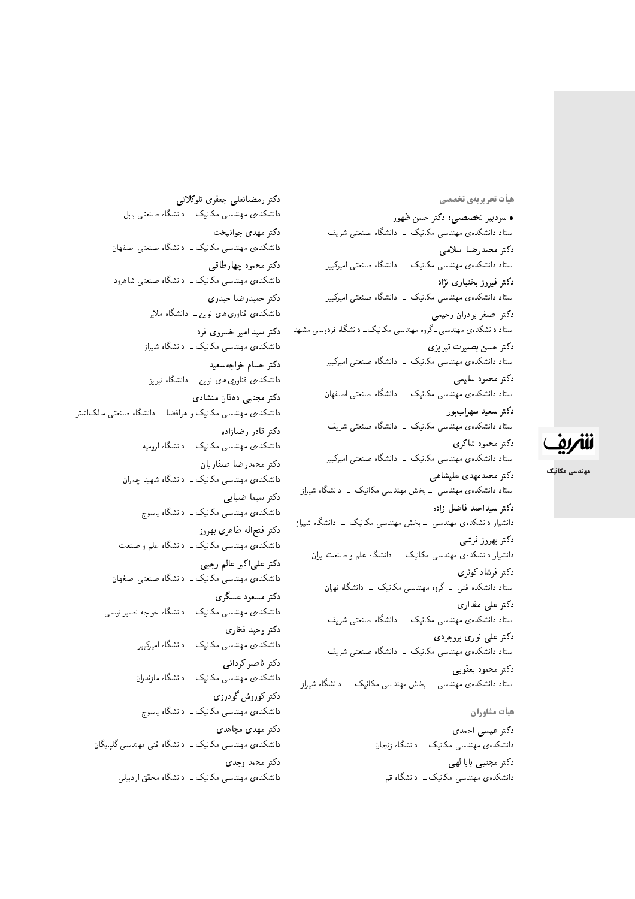## هیأت تحریریه‌ی تخصصی

- **سردبیر تخصصی: دکتر حسن ظهور**
استاد دانشکده‌ی مهندسی مکانیک ــ دانشگاه صنعتی شریف

**دکتر محمدرضا اسلامی**
استاد دانشکده‌ی مهندسی مکانیک ــ دانشگاه صنعتی امیرکبیر

**دکتر فیروز بختیاری نژاد**
استاد دانشکده‌ی مهندسی مکانیک ــ دانشگاه صنعتی امیرکبیر

**دکتر اصغر برادران رحیمی**
استاد دانشکده‌ی مهندسی ــ گروه مهندسی مکانیک ــ دانشگاه فردوسی مشهد

**دکتر حسن بصیرت تبریزی**
استاد دانشکده‌ی مهندسی مکانیک ــ دانشگاه صنعتی امیرکبیر

**دکتر محمود سلیمی**
استاد دانشکده‌ی مهندسی مکانیک ــ دانشگاه صنعتی اصفهان

**دکتر سعید سهراب‌پور**
استاد دانشکده‌ی مهندسی مکانیک ــ دانشگاه صنعتی شریف

**دکتر محمود شاکری**
استاد دانشکده‌ی مهندسی مکانیک ــ دانشگاه صنعتی امیرکبیر

**دکتر محمدمهدی علیشاهی**
استاد دانشکده‌ی مهندسی ــ بخش مهندسی مکانیک ــ دانشگاه شیراز

**دکتر سیداحمد فاضل زاده**
دانشیار دانشکده‌ی مهندسی ــ بخش مهندسی مکانیک ــ دانشگاه شیراز

**دکتر بهروز فرشی**
دانشیار دانشکده‌ی مهندسی مکانیک ــ دانشگاه علم و صنعت ایران

**دکتر فرشاد کوثری**
استاد دانشکده فنی ــ گروه مهندسی مکانیک ــ دانشگاه تهران

**دکتر علی مقداری**
استاد دانشکده‌ی مهندسی مکانیک ــ دانشگاه صنعتی شریف

**دکتر علی نوری بروجردی**
استاد دانشکده‌ی مهندسی مکانیک ــ دانشگاه صنعتی شریف

**دکتر محمود یعقوبی**
استاد دانشکده‌ی مهندسی ــ بخش مهندسی مکانیک ــ دانشگاه شیراز

## هیأت مشاوران

**دکتر عیسی احمدی**
دانشکده‌ی مهندسی مکانیک ــ دانشگاه زنجان

**دکتر مجتبی باباالهی**
دانشکده‌ی مهندسی مکانیک ــ دانشگاه قم

**دکتر رمضانعلی جعفری تلوکلائی**
دانشکده‌ی مهندسی مکانیک ــ دانشگاه صنعتی بابل

**دکتر مهدی جوانبخت**
دانشکده‌ی مهندسی مکانیک ــ دانشگاه صنعتی اصفهان

**دکتر محمود چهارطاقی**
دانشکده‌ی مهندسی مکانیک ــ دانشگاه صنعتی شاهرود

**دکتر حمیدرضا حیدری**
دانشکده‌ی فناوری‌های نوین ــ دانشگاه ملایر

**دکتر سید امیر خسروی فرد**
دانشکده‌ی مهندسی مکانیک ــ دانشگاه شیراز

**دکتر حسام خواجه‌سعید**
دانشکده‌ی فناوری‌های نوین ــ دانشگاه تبریز

**دکتر مجتبی دهقان منشادی**
دانشکده‌ی مهندسی مکانیک و هوافضا ــ دانشگاه صنعتی مالک‌اشتر

**دکتر قادر رضازاده**
دانشکده‌ی مهندسی مکانیک ــ دانشگاه ارومیه

**دکتر محمدرضا صفاریان**
دانشکده‌ی مهندسی مکانیک ــ دانشگاه شهید چمران

**دکتر سیما ضیایی**
دانشکده‌ی مهندسی مکانیک ــ دانشگاه یاسوج

**دکتر فتح‌اله طاهری بهروز**
دانشکده‌ی مهندسی مکانیک ــ دانشگاه علم و صنعت

**دکتر علی‌اکبر عالم رجبی**
دانشکده‌ی مهندسی مکانیک ــ دانشگاه صنعتی اصفهان

**دکتر مسعود عسگری**
دانشکده‌ی مهندسی مکانیک ــ دانشگاه خواجه نصیر توسی

**دکتر وحید فخاری**
دانشکده‌ی مهندسی مکانیک ــ دانشگاه امیرکبیر

**دکتر ناصر کردانی**
دانشکده‌ی مهندسی مکانیک ــ دانشگاه مازندران

**دکتر کوروش گودرزی**
دانشکده‌ی مهندسی مکانیک ــ دانشگاه یاسوج

**دکتر مهدی مجاهدی**
دانشکده‌ی مهندسی مکانیک ــ دانشگاه فنی مهندسی گلپایگان

**دکتر محمد وجدی**
دانشکده‌ی مهندسی مکانیک ــ دانشگاه محقق اردبیلی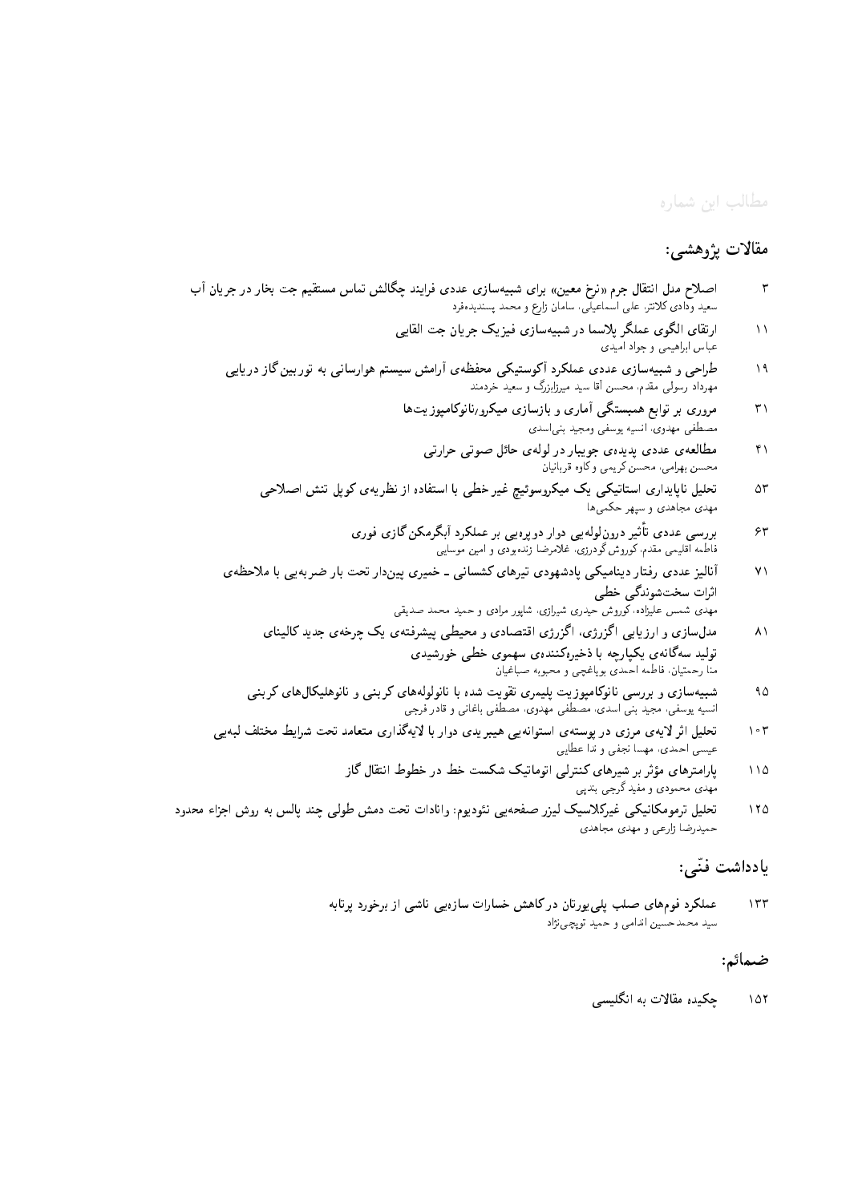مطالب این شماره

## مقالات پژوهشی:

۳ اصلاح مدل انتقال جرم «نرخ معین» برای شبیه‌سازی عددی فرایند چگالش تماس مستقیم جت بخار در جریان آب
سعید ودادی کلانتر، علی اسماعیلی، سامان زارع و محمد پسندیده‌فرد

۱۱ ارتقای الگوی عملگر پلاسما در شبیه‌سازی فیزیک جریان جت القایی
عباس ابراهیمی و جواد امیدی

۱۹ طراحی و شبیه‌سازی عددی عملکرد آکوستیکی محفظه‌ی آرامش سیستم هوارسانی به توربین‌گاز دریایی
مهرداد رسولی مقدم، محسن آقا سید میرزابزرگ و سعید خردمند

۳۱ مروری بر توابع همبستگی آماری و بازسازی میکرو/نانوکامپوزیت‌ها
مصطفی مهدوی، انسیه یوسفی ومجید بنی‌اسدی

۴۱ مطالعه‌ی عددی پدیده‌ی جوبیار در لوله‌ی حائل صوتی حرارتی
محسن بهرامی، محسن کریمی و کاوه قربانیان

۵۳ تحلیل ناپایداری استاتیکی یک میکروسوئیچ غیرخطی با استفاده از نظریه‌ی کوپل تنش اصلاحی
مهدی مجاهدی و سپهر حکمی‌ها

۶۳ بررسی عددی تأثیر درون‌لوله‌یی دوار دوپره‌یی بر عملکرد آبگرمکن گازی فوری
فاطمه اقلیمی مقدم، کوروش گودرزی، غلامرضا زنده‌بودی و امین موسایی

۷۱ آنالیز عددی رفتار دینامیکی پادشهودی تیرهای کشسانی ـ خمیری پین‌دار تحت بار ضربه‌یی با ملاحظه‌ی اثرات سخت‌شوندگی خطی
مهدی شمس علیزاده، کوروش حیدری شیرازی، شاپور مرادی و حمید محمد صدیقی

۸۱ مدل‌سازی و ارزیابی اگزرژی، اگزرژی اقتصادی و محیطی پیشرفته‌ی یک چرخه‌ی جدید کالینای تولید سه‌گانه‌ی یکپارچه با ذخیره‌کننده‌ی سهموی خطی خورشیدی
منا رحمتیان، فاطمه احمدی بویاغچی و محبوبه صباغیان

۹۵ شبیه‌سازی و بررسی نانوکامپوزیت پلیمری تقویت شده با نانولوله‌های کربنی و نانوهلیکال‌های کربنی
انسیه یوسفی، مجید بنی اسدی، مصطفی مهدوی، مصطفی باغانی و قادر فرجی

۱۰۳ تحلیل اثر لایه‌ی مرزی در پوسته‌ی استوانه‌یی هیبریدی دوار با لایه‌گذاری متعامد تحت شرایط مختلف لبه‌یی
عیسی احمدی، مهسا نجفی و ندا عطایی

۱۱۵ پارامترهای مؤثر بر شیرهای کنترلی اتوماتیک شکست خط در خطوط انتقال گاز
مهدی محمودی و مفید گرجی بندپی

۱۲۵ تحلیل ترمومکانیکی غیرکلاسیک لیزر صفحه‌یی نئودیوم: وادادات تحت دمش طولی چند پالس به روش اجزاء محدود
حمیدرضا زارعی و مهدی مجاهدی

## یادداشت فنّی:

۱۳۳ عملکرد فوم‌های صلب پلی‌یورتان در کاهش خسارات سازه‌یی ناشی از برخورد پرتابه
سید محمدحسین اندامی و حمید توپچی‌نژاد

## ضمائم:

۱۵۲ چکیده مقالات به انگلیسی